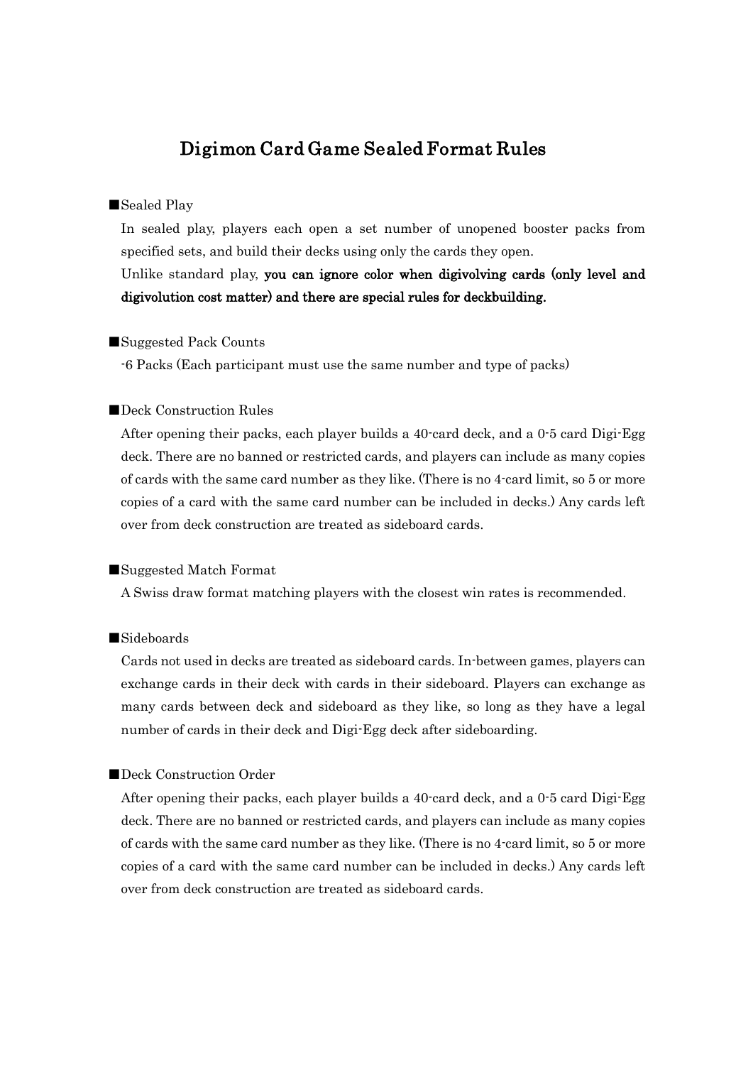# Digimon Card Game Sealed Format Rules

## ■Sealed Play

In sealed play, players each open a set number of unopened booster packs from specified sets, and build their decks using only the cards they open.

Unlike standard play, **you can ignore color when digivolving cards (only level and digivolution cost matter) and there are special rules for deckbuilding.**

## ■Suggested Pack Counts

-6 Packs (Each participant must use the same number and type of packs)

## ■Deck Construction Rules

After opening their packs, each player builds a 40-card deck, and a 0-5 card Digi-Egg deck. There are no banned or restricted cards, and players can include as many copies of cards with the same card number as they like. (There is no 4-card limit, so 5 or more copies of a card with the same card number can be included in decks.) Any cards left over from deck construction are treated as sideboard cards.

## ■Suggested Match Format

A Swiss draw format matching players with the closest win rates is recommended.

## ■Sideboards

Cards not used in decks are treated as sideboard cards. In-between games, players can exchange cards in their deck with cards in their sideboard. Players can exchange as many cards between deck and sideboard as they like, so long as they have a legal number of cards in their deck and Digi-Egg deck after sideboarding.

## ■Deck Construction Order

After opening their packs, each player builds a 40-card deck, and a 0-5 card Digi-Egg deck. There are no banned or restricted cards, and players can include as many copies of cards with the same card number as they like. (There is no 4-card limit, so 5 or more copies of a card with the same card number can be included in decks.) Any cards left over from deck construction are treated as sideboard cards.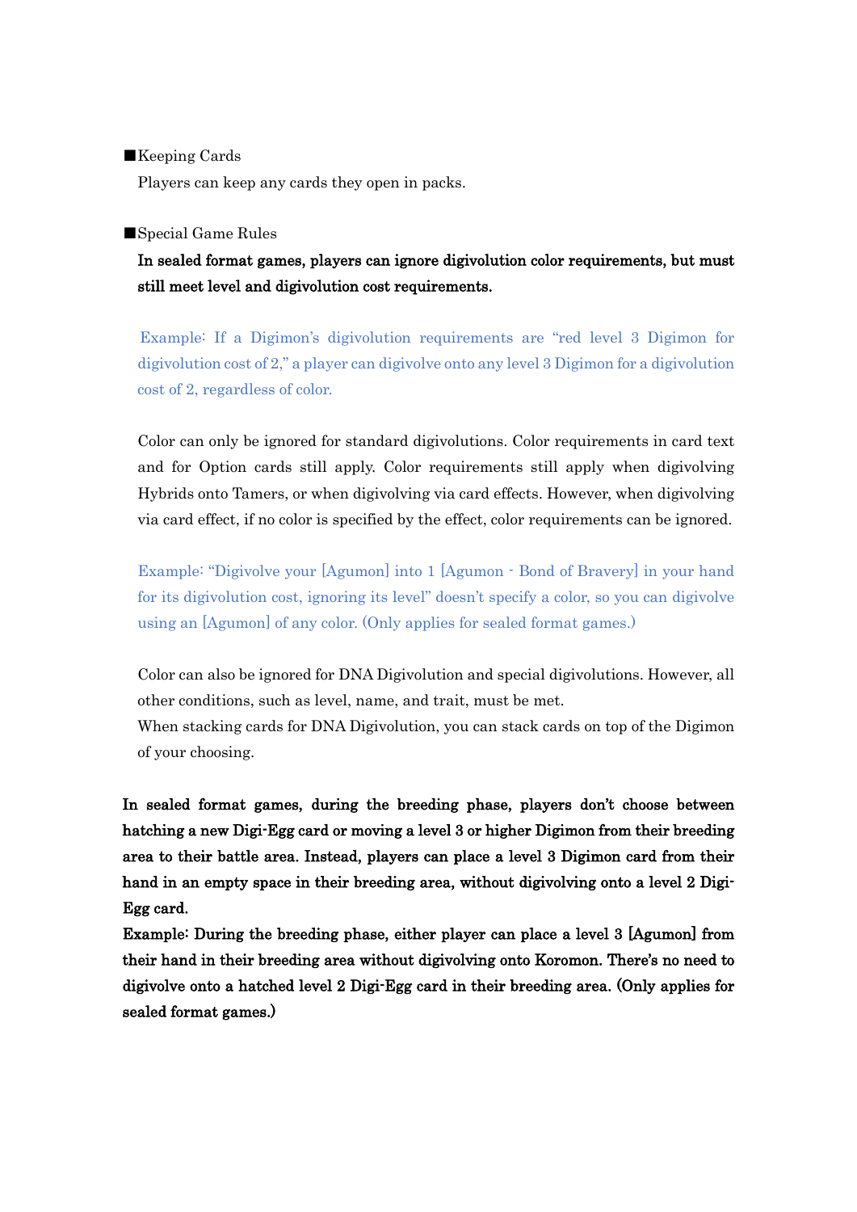■Keeping Cards

Players can keep any cards they open in packs.

■Special Game Rules

**In sealed format games, players can ignore digivolution color requirements, but must still meet level and digivolution cost requirements.**

Example: If a Digimon's digivolution requirements are "red level 3 Digimon for digivolution cost of 2," a player can digivolve onto any level 3 Digimon for a digivolution cost of 2, regardless of color.

Color can only be ignored for standard digivolutions. Color requirements in card text and for Option cards still apply. Color requirements still apply when digivolving Hybrids onto Tamers, or when digivolving via card effects. However, when digivolving via card effect, if no color is specified by the effect, color requirements can be ignored.

Example: "Digivolve your [Agumon] into 1 [Agumon - Bond of Bravery] in your hand for its digivolution cost, ignoring its level" doesn't specify a color, so you can digivolve using an [Agumon] of any color. (Only applies for sealed format games.)

Color can also be ignored for DNA Digivolution and special digivolutions. However, all other conditions, such as level, name, and trait, must be met.

When stacking cards for DNA Digivolution, you can stack cards on top of the Digimon of your choosing.

**In sealed format games, during the breeding phase, players don't choose between hatching a new Digi-Egg card or moving a level 3 or higher Digimon from their breeding area to their battle area. Instead, players can place a level 3 Digimon card from their hand in an empty space in their breeding area, without digivolving onto a level 2 Digi-Egg card.**

**Example: During the breeding phase, either player can place a level 3 [Agumon] from their hand in their breeding area without digivolving onto Koromon. There's no need to digivolve onto a hatched level 2 Digi-Egg card in their breeding area. (Only applies for sealed format games.)**